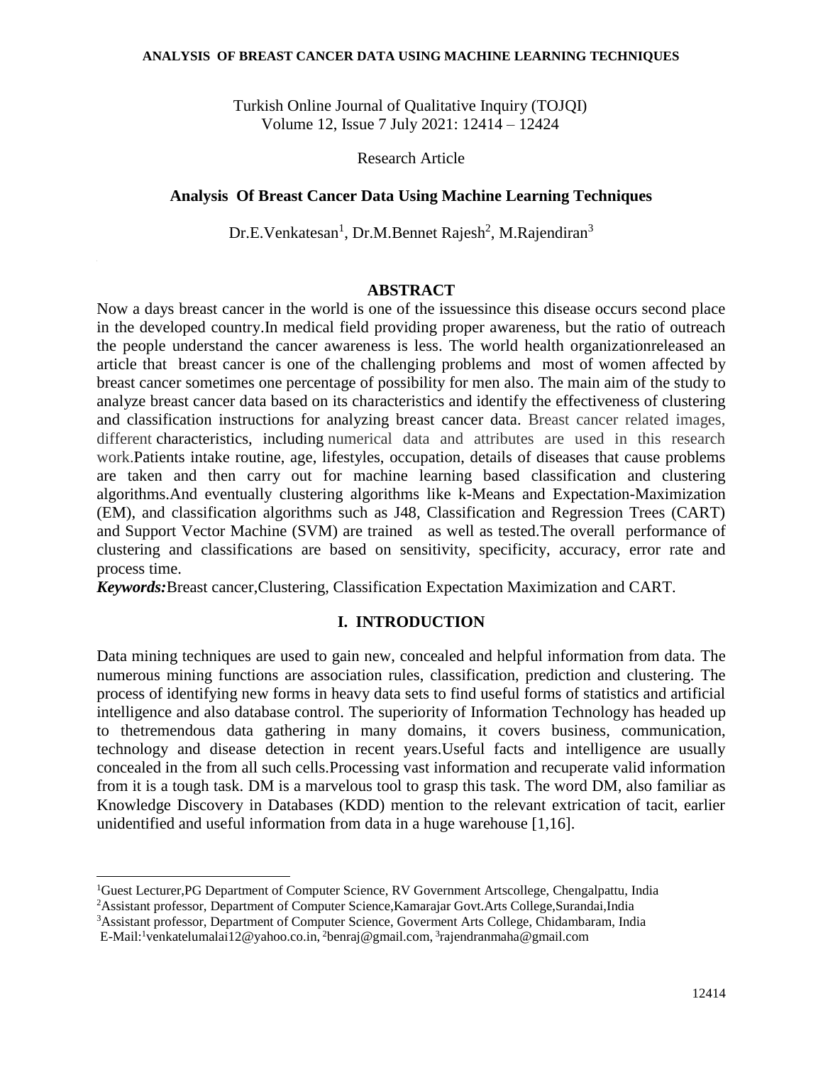Research Article

# Analysis Of Breast Cancer Data Using Machine Learning Techniques

Dr.E.Venkatesan[1], Dr.M.Bennet Rajesh[2], M.Rajendiran[3]

## ABSTRACT

Now a days breast cancer in the world is one of the issuessince this disease occurs second place in the developed country.In medical field providing proper awareness, but the ratio of outreach the people understand the cancer awareness is less. The world health organizationreleased an article that breast cancer is one of the challenging problems and most of women affected by breast cancer sometimes one percentage of possibility for men also. The main aim of the study to analyze breast cancer data based on its characteristics and identify the effectiveness of clustering and classification instructions for analyzing breast cancer data. Breast cancer related images, different characteristics, including numerical data and attributes are used in this research work.Patients intake routine, age, lifestyles, occupation, details of diseases that cause problems are taken and then carry out for machine learning based classification and clustering algorithms.And eventually clustering algorithms like k-Means and Expectation-Maximization (EM), and classification algorithms such as J48, Classification and Regression Trees (CART) and Support Vector Machine (SVM) are trained as well as tested.The overall performance of clustering and classifications are based on sensitivity, specificity, accuracy, error rate and process time.

***Keywords:***Breast cancer,Clustering, Classification Expectation Maximization and CART.

## I. INTRODUCTION

Data mining techniques are used to gain new, concealed and helpful information from data. The numerous mining functions are association rules, classification, prediction and clustering. The process of identifying new forms in heavy data sets to find useful forms of statistics and artificial intelligence and also database control. The superiority of Information Technology has headed up to thetremendous data gathering in many domains, it covers business, communication, technology and disease detection in recent years.Useful facts and intelligence are usually concealed in the from all such cells.Processing vast information and recuperate valid information from it is a tough task. DM is a marvelous tool to grasp this task. The word DM, also familiar as Knowledge Discovery in Databases (KDD) mention to the relevant extrication of tacit, earlier unidentified and useful information from data in a huge warehouse [1,16].

---

[1]Guest Lecturer,PG Department of Computer Science, RV Government Artscollege, Chengalpattu, India

[2]Assistant professor, Department of Computer Science,Kamarajar Govt.Arts College,Surandai,India

[3]Assistant professor, Department of Computer Science, Goverment Arts College, Chidambaram, India

E-Mail:[1]venkatelumalai12@yahoo.co.in, [2]benraj@gmail.com, [3]rajendranmaha@gmail.com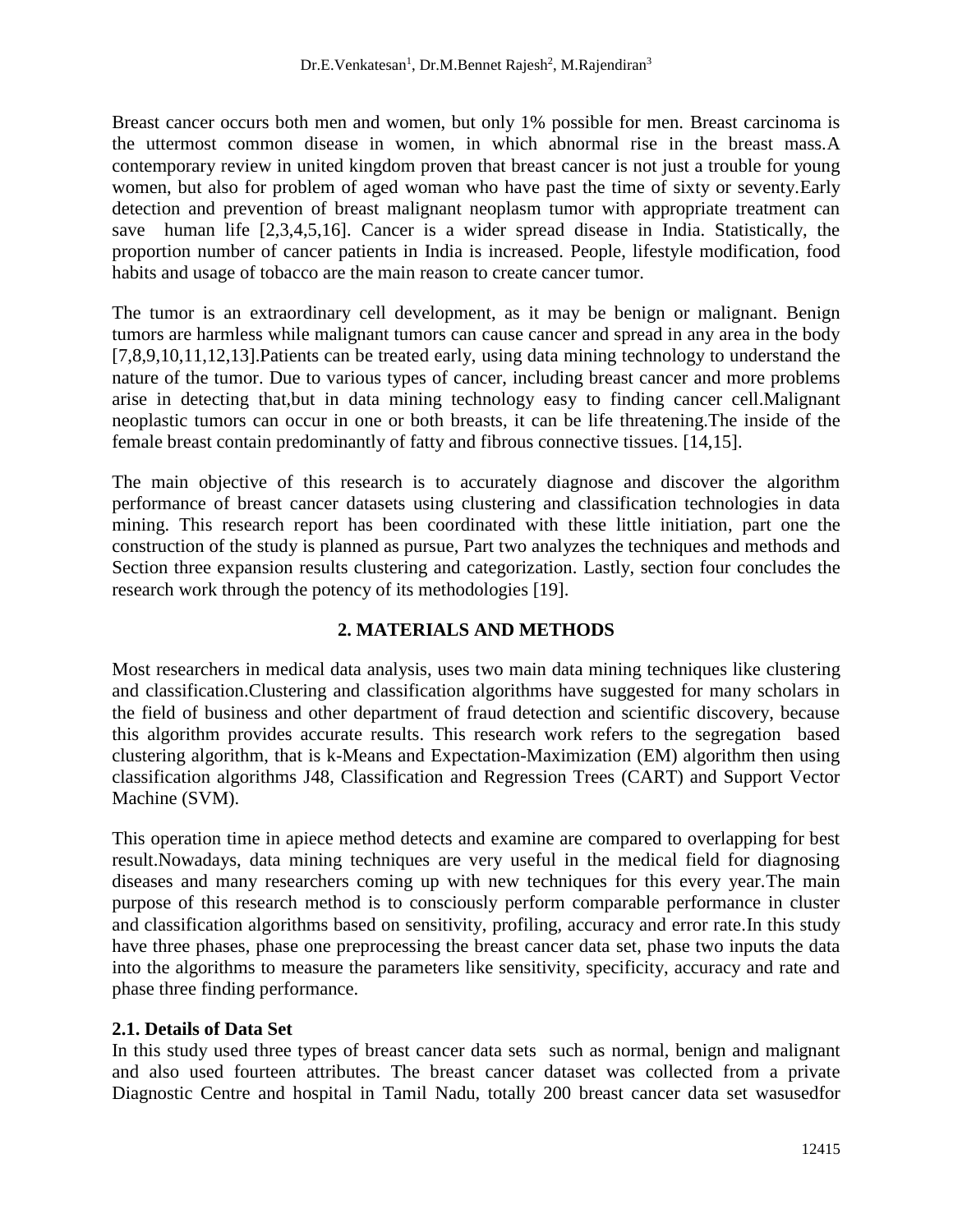Breast cancer occurs both men and women, but only 1% possible for men. Breast carcinoma is the uttermost common disease in women, in which abnormal rise in the breast mass.A contemporary review in united kingdom proven that breast cancer is not just a trouble for young women, but also for problem of aged woman who have past the time of sixty or seventy.Early detection and prevention of breast malignant neoplasm tumor with appropriate treatment can save human life [2,3,4,5,16]. Cancer is a wider spread disease in India. Statistically, the proportion number of cancer patients in India is increased. People, lifestyle modification, food habits and usage of tobacco are the main reason to create cancer tumor.

The tumor is an extraordinary cell development, as it may be benign or malignant. Benign tumors are harmless while malignant tumors can cause cancer and spread in any area in the body [7,8,9,10,11,12,13].Patients can be treated early, using data mining technology to understand the nature of the tumor. Due to various types of cancer, including breast cancer and more problems arise in detecting that,but in data mining technology easy to finding cancer cell.Malignant neoplastic tumors can occur in one or both breasts, it can be life threatening.The inside of the female breast contain predominantly of fatty and fibrous connective tissues. [14,15].

The main objective of this research is to accurately diagnose and discover the algorithm performance of breast cancer datasets using clustering and classification technologies in data mining. This research report has been coordinated with these little initiation, part one the construction of the study is planned as pursue, Part two analyzes the techniques and methods and Section three expansion results clustering and categorization. Lastly, section four concludes the research work through the potency of its methodologies [19].

## 2. MATERIALS AND METHODS

Most researchers in medical data analysis, uses two main data mining techniques like clustering and classification.Clustering and classification algorithms have suggested for many scholars in the field of business and other department of fraud detection and scientific discovery, because this algorithm provides accurate results. This research work refers to the segregation based clustering algorithm, that is k-Means and Expectation-Maximization (EM) algorithm then using classification algorithms J48, Classification and Regression Trees (CART) and Support Vector Machine (SVM).

This operation time in apiece method detects and examine are compared to overlapping for best result.Nowadays, data mining techniques are very useful in the medical field for diagnosing diseases and many researchers coming up with new techniques for this every year.The main purpose of this research method is to consciously perform comparable performance in cluster and classification algorithms based on sensitivity, profiling, accuracy and error rate.In this study have three phases, phase one preprocessing the breast cancer data set, phase two inputs the data into the algorithms to measure the parameters like sensitivity, specificity, accuracy and rate and phase three finding performance.

### 2.1. Details of Data Set

In this study used three types of breast cancer data sets such as normal, benign and malignant and also used fourteen attributes. The breast cancer dataset was collected from a private Diagnostic Centre and hospital in Tamil Nadu, totally 200 breast cancer data set wasusedfor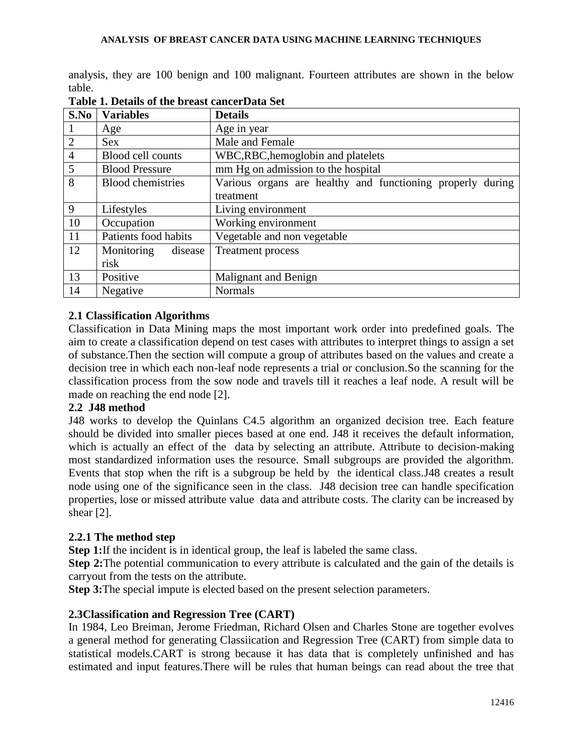analysis, they are 100 benign and 100 malignant. Fourteen attributes are shown in the below table.

**Table 1. Details of the breast cancerData Set**

| S.No | Variables | Details |
|---|---|---|
| 1 | Age | Age in year |
| 2 | Sex | Male and Female |
| 4 | Blood cell counts | WBC,RBC,hemoglobin and platelets |
| 5 | Blood Pressure | mm Hg on admission to the hospital |
| 8 | Blood chemistries | Various organs are healthy and functioning properly during treatment |
| 9 | Lifestyles | Living environment |
| 10 | Occupation | Working environment |
| 11 | Patients food habits | Vegetable and non vegetable |
| 12 | Monitoring disease risk | Treatment process |
| 13 | Positive | Malignant and Benign |
| 14 | Negative | Normals |

### 2.1 Classification Algorithms

Classification in Data Mining maps the most important work order into predefined goals. The aim to create a classification depend on test cases with attributes to interpret things to assign a set of substance.Then the section will compute a group of attributes based on the values and create a decision tree in which each non-leaf node represents a trial or conclusion.So the scanning for the classification process from the sow node and travels till it reaches a leaf node. A result will be made on reaching the end node [2].

### 2.2 J48 method

J48 works to develop the Quinlans C4.5 algorithm an organized decision tree. Each feature should be divided into smaller pieces based at one end. J48 it receives the default information, which is actually an effect of the data by selecting an attribute. Attribute to decision-making most standardized information uses the resource. Small subgroups are provided the algorithm. Events that stop when the rift is a subgroup be held by the identical class.J48 creates a result node using one of the significance seen in the class. J48 decision tree can handle specification properties, lose or missed attribute value data and attribute costs. The clarity can be increased by shear [2].

#### 2.2.1 The method step

**Step 1:**If the incident is in identical group, the leaf is labeled the same class.

**Step 2:**The potential communication to every attribute is calculated and the gain of the details is carryout from the tests on the attribute.

**Step 3:**The special impute is elected based on the present selection parameters.

### 2.3Classification and Regression Tree (CART)

In 1984, Leo Breiman, Jerome Friedman, Richard Olsen and Charles Stone are together evolves a general method for generating Classiication and Regression Tree (CART) from simple data to statistical models.CART is strong because it has data that is completely unfinished and has estimated and input features.There will be rules that human beings can read about the tree that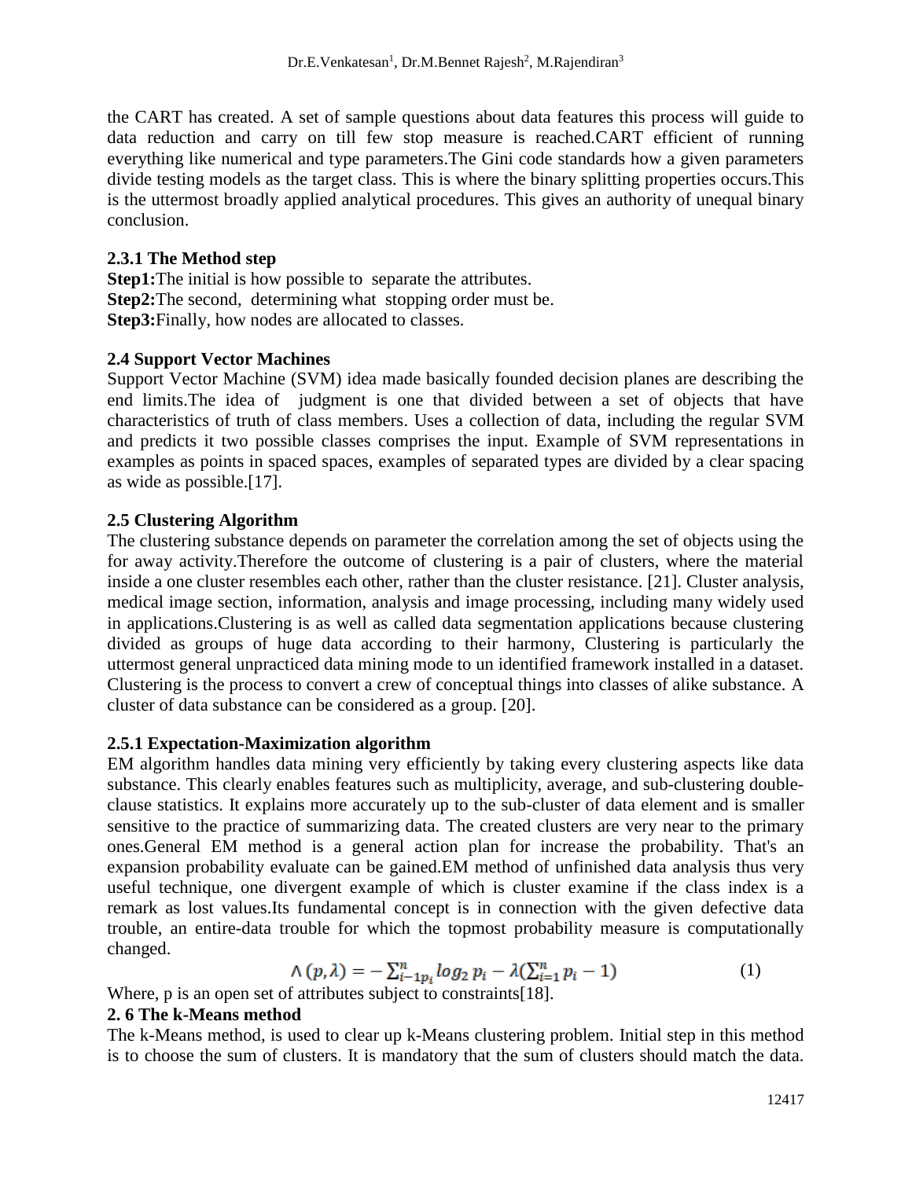the CART has created. A set of sample questions about data features this process will guide to data reduction and carry on till few stop measure is reached.CART efficient of running everything like numerical and type parameters.The Gini code standards how a given parameters divide testing models as the target class. This is where the binary splitting properties occurs.This is the uttermost broadly applied analytical procedures. This gives an authority of unequal binary conclusion.

### 2.3.1 The Method step

**Step1:**The initial is how possible to separate the attributes.
**Step2:**The second, determining what stopping order must be.
**Step3:**Finally, how nodes are allocated to classes.

### 2.4 Support Vector Machines

Support Vector Machine (SVM) idea made basically founded decision planes are describing the end limits.The idea of judgment is one that divided between a set of objects that have characteristics of truth of class members. Uses a collection of data, including the regular SVM and predicts it two possible classes comprises the input. Example of SVM representations in examples as points in spaced spaces, examples of separated types are divided by a clear spacing as wide as possible.[17].

### 2.5 Clustering Algorithm

The clustering substance depends on parameter the correlation among the set of objects using the for away activity.Therefore the outcome of clustering is a pair of clusters, where the material inside a one cluster resembles each other, rather than the cluster resistance. [21]. Cluster analysis, medical image section, information, analysis and image processing, including many widely used in applications.Clustering is as well as called data segmentation applications because clustering divided as groups of huge data according to their harmony, Clustering is particularly the uttermost general unpracticed data mining mode to un identified framework installed in a dataset. Clustering is the process to convert a crew of conceptual things into classes of alike substance. A cluster of data substance can be considered as a group. [20].

### 2.5.1 Expectation-Maximization algorithm

EM algorithm handles data mining very efficiently by taking every clustering aspects like data substance. This clearly enables features such as multiplicity, average, and sub-clustering double-clause statistics. It explains more accurately up to the sub-cluster of data element and is smaller sensitive to the practice of summarizing data. The created clusters are very near to the primary ones.General EM method is a general action plan for increase the probability. That's an expansion probability evaluate can be gained.EM method of unfinished data analysis thus very useful technique, one divergent example of which is cluster examine if the class index is a remark as lost values.Its fundamental concept is in connection with the given defective data trouble, an entire-data trouble for which the topmost probability measure is computationally changed.

$$\wedge(p,\lambda) = -\sum_{i-1p_i}^{n} log_2\, p_i - \lambda\left(\sum_{i=1}^{n} p_i - 1\right) \qquad (1)$$

Where, p is an open set of attributes subject to constraints[18].

### 2. 6 The k-Means method

The k-Means method, is used to clear up k-Means clustering problem. Initial step in this method is to choose the sum of clusters. It is mandatory that the sum of clusters should match the data.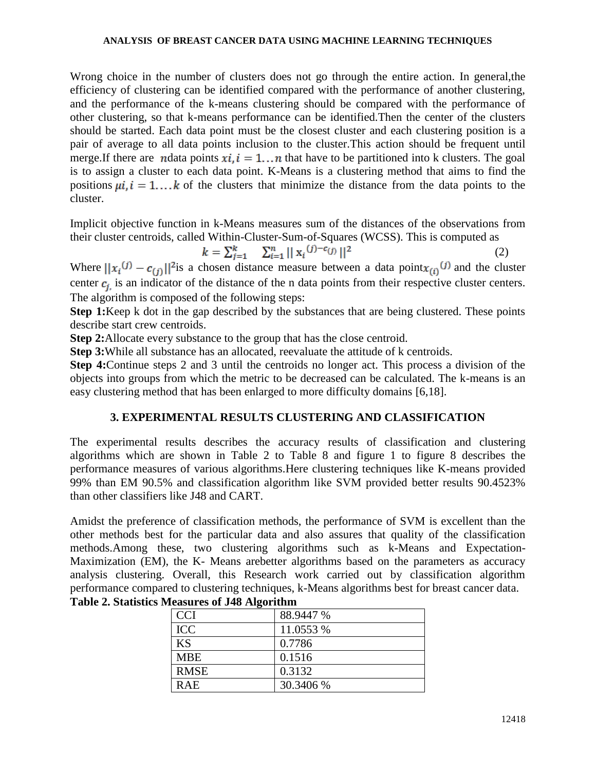Wrong choice in the number of clusters does not go through the entire action. In general,the efficiency of clustering can be identified compared with the performance of another clustering, and the performance of the k-means clustering should be compared with the performance of other clustering, so that k-means performance can be identified.Then the center of the clusters should be started. Each data point must be the closest cluster and each clustering position is a pair of average to all data points inclusion to the cluster.This action should be frequent until merge.If there are $n$data points $xi, i = 1 \ldots n$ that have to be partitioned into k clusters. The goal is to assign a cluster to each data point. K-Means is a clustering method that aims to find the positions $\mu i, i = 1 \ldots k$ of the clusters that minimize the distance from the data points to the cluster.

Implicit objective function in k-Means measures sum of the distances of the observations from their cluster centroids, called Within-Cluster-Sum-of-Squares (WCSS). This is computed as

$$k = \sum_{j=1}^{k} \sum_{i=1}^{n} || x_i^{(j)} - c_{(j)} ||^2 \tag{2}$$

Where $||x_i^{(j)} - c_{(j)}||^2$is a chosen distance measure between a data point$x_{(i)}^{(j)}$ and the cluster center $c_{j,}$ is an indicator of the distance of the n data points from their respective cluster centers. The algorithm is composed of the following steps:

**Step 1:**Keep k dot in the gap described by the substances that are being clustered. These points describe start crew centroids.

**Step 2:**Allocate every substance to the group that has the close centroid.

**Step 3:**While all substance has an allocated, reevaluate the attitude of k centroids.

**Step 4:**Continue steps 2 and 3 until the centroids no longer act. This process a division of the objects into groups from which the metric to be decreased can be calculated. The k-means is an easy clustering method that has been enlarged to more difficulty domains [6,18].

## 3. EXPERIMENTAL RESULTS CLUSTERING AND CLASSIFICATION

The experimental results describes the accuracy results of classification and clustering algorithms which are shown in Table 2 to Table 8 and figure 1 to figure 8 describes the performance measures of various algorithms.Here clustering techniques like K-means provided 99% than EM 90.5% and classification algorithm like SVM provided better results 90.4523% than other classifiers like J48 and CART.

Amidst the preference of classification methods, the performance of SVM is excellent than the other methods best for the particular data and also assures that quality of the classification methods.Among these, two clustering algorithms such as k-Means and Expectation-Maximization (EM), the K- Means arebetter algorithms based on the parameters as accuracy analysis clustering. Overall, this Research work carried out by classification algorithm performance compared to clustering techniques, k-Means algorithms best for breast cancer data.

**Table 2. Statistics Measures of J48 Algorithm**

| | |
|---|---|
| CCI | 88.9447 % |
| ICC | 11.0553 % |
| KS | 0.7786 |
| MBE | 0.1516 |
| RMSE | 0.3132 |
| RAE | 30.3406 % |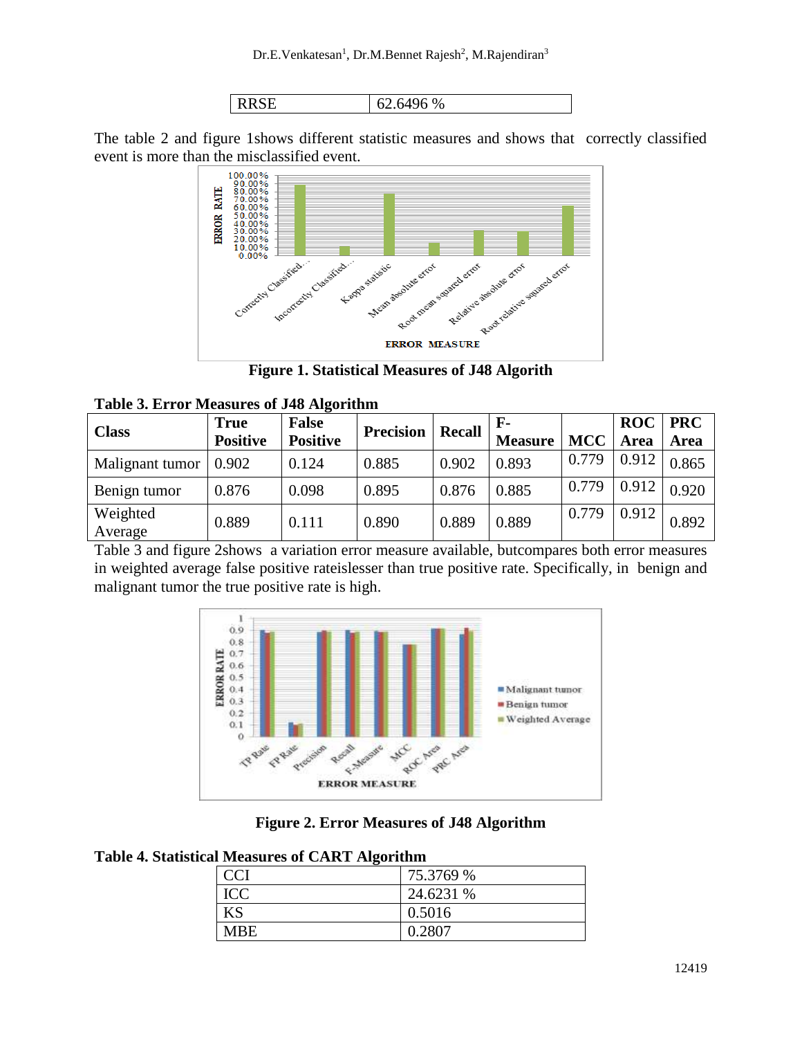| RRSE | 62.6496 % |
|---|---|

The table 2 and figure 1shows different statistic measures and shows that correctly classified event is more than the misclassified event.

**Figure 1. Statistical Measures of J48 Algorith**

**Table 3. Error Measures of J48 Algorithm**

| Class | True Positive | False Positive | Precision | Recall | F-Measure | MCC | ROC Area | PRC Area |
|---|---|---|---|---|---|---|---|---|
| Malignant tumor | 0.902 | 0.124 | 0.885 | 0.902 | 0.893 | 0.779 | 0.912 | 0.865 |
| Benign tumor | 0.876 | 0.098 | 0.895 | 0.876 | 0.885 | 0.779 | 0.912 | 0.920 |
| Weighted Average | 0.889 | 0.111 | 0.890 | 0.889 | 0.889 | 0.779 | 0.912 | 0.892 |

Table 3 and figure 2shows a variation error measure available, butcompares both error measures in weighted average false positive rateislesser than true positive rate. Specifically, in benign and malignant tumor the true positive rate is high.

**Figure 2. Error Measures of J48 Algorithm**

**Table 4. Statistical Measures of CART Algorithm**

| CCI | 75.3769 % |
|---|---|
| ICC | 24.6231 % |
| KS | 0.5016 |
| MBE | 0.2807 |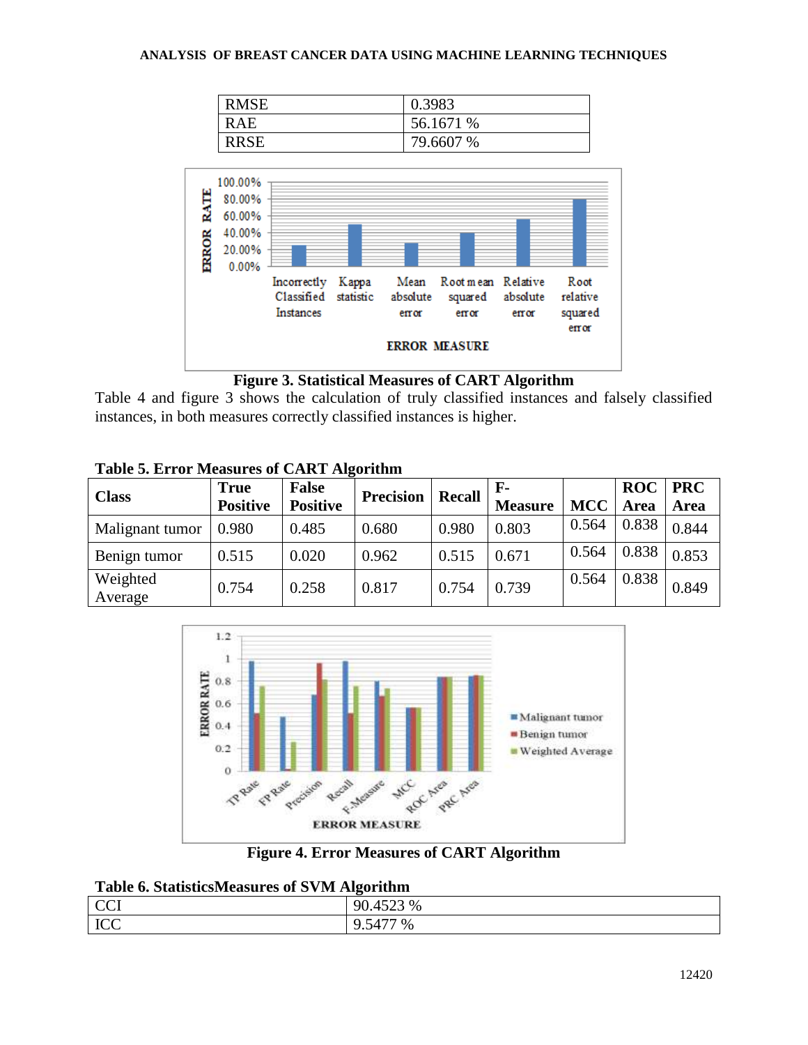| RMSE | 0.3983 |
|---|---|
| RAE | 56.1671 % |
| RRSE | 79.6607 % |

**Figure 3. Statistical Measures of CART Algorithm**

Table 4 and figure 3 shows the calculation of truly classified instances and falsely classified instances, in both measures correctly classified instances is higher.

**Table 5. Error Measures of CART Algorithm**

| Class | True Positive | False Positive | Precision | Recall | F-Measure | MCC | ROC Area | PRC Area |
|---|---|---|---|---|---|---|---|---|
| Malignant tumor | 0.980 | 0.485 | 0.680 | 0.980 | 0.803 | 0.564 | 0.838 | 0.844 |
| Benign tumor | 0.515 | 0.020 | 0.962 | 0.515 | 0.671 | 0.564 | 0.838 | 0.853 |
| Weighted Average | 0.754 | 0.258 | 0.817 | 0.754 | 0.739 | 0.564 | 0.838 | 0.849 |

**Figure 4. Error Measures of CART Algorithm**

**Table 6. StatisticsMeasures of SVM Algorithm**

| CCI | 90.4523 % |
|---|---|
| ICC | 9.5477 % |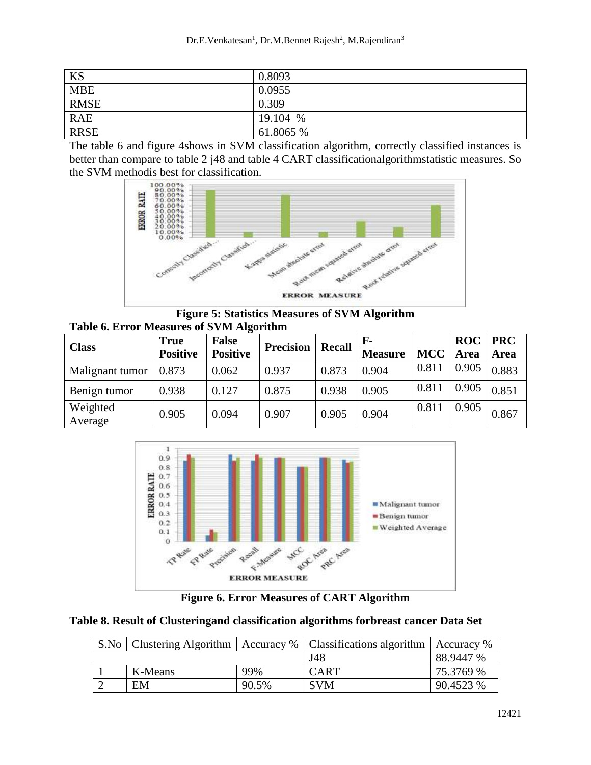| KS | 0.8093 |
|---|---|
| MBE | 0.0955 |
| RMSE | 0.309 |
| RAE | 19.104 % |
| RRSE | 61.8065 % |

The table 6 and figure 4shows in SVM classification algorithm, correctly classified instances is better than compare to table 2 j48 and table 4 CART classificationalgorithmstatistic measures. So the SVM methodis best for classification.

**Figure 5: Statistics Measures of SVM Algorithm**

**Table 6. Error Measures of SVM Algorithm**

| Class | True Positive | False Positive | Precision | Recall | F-Measure | MCC | ROC Area | PRC Area |
|---|---|---|---|---|---|---|---|---|
| Malignant tumor | 0.873 | 0.062 | 0.937 | 0.873 | 0.904 | 0.811 | 0.905 | 0.883 |
| Benign tumor | 0.938 | 0.127 | 0.875 | 0.938 | 0.905 | 0.811 | 0.905 | 0.851 |
| Weighted Average | 0.905 | 0.094 | 0.907 | 0.905 | 0.904 | 0.811 | 0.905 | 0.867 |

**Figure 6. Error Measures of CART Algorithm**

**Table 8. Result of Clusteringand classification algorithms forbreast cancer Data Set**

| S.No | Clustering Algorithm | Accuracy % | Classifications algorithm | Accuracy % |
|---|---|---|---|---|
| | | | J48 | 88.9447 % |
| 1 | K-Means | 99% | CART | 75.3769 % |
| 2 | EM | 90.5% | SVM | 90.4523 % |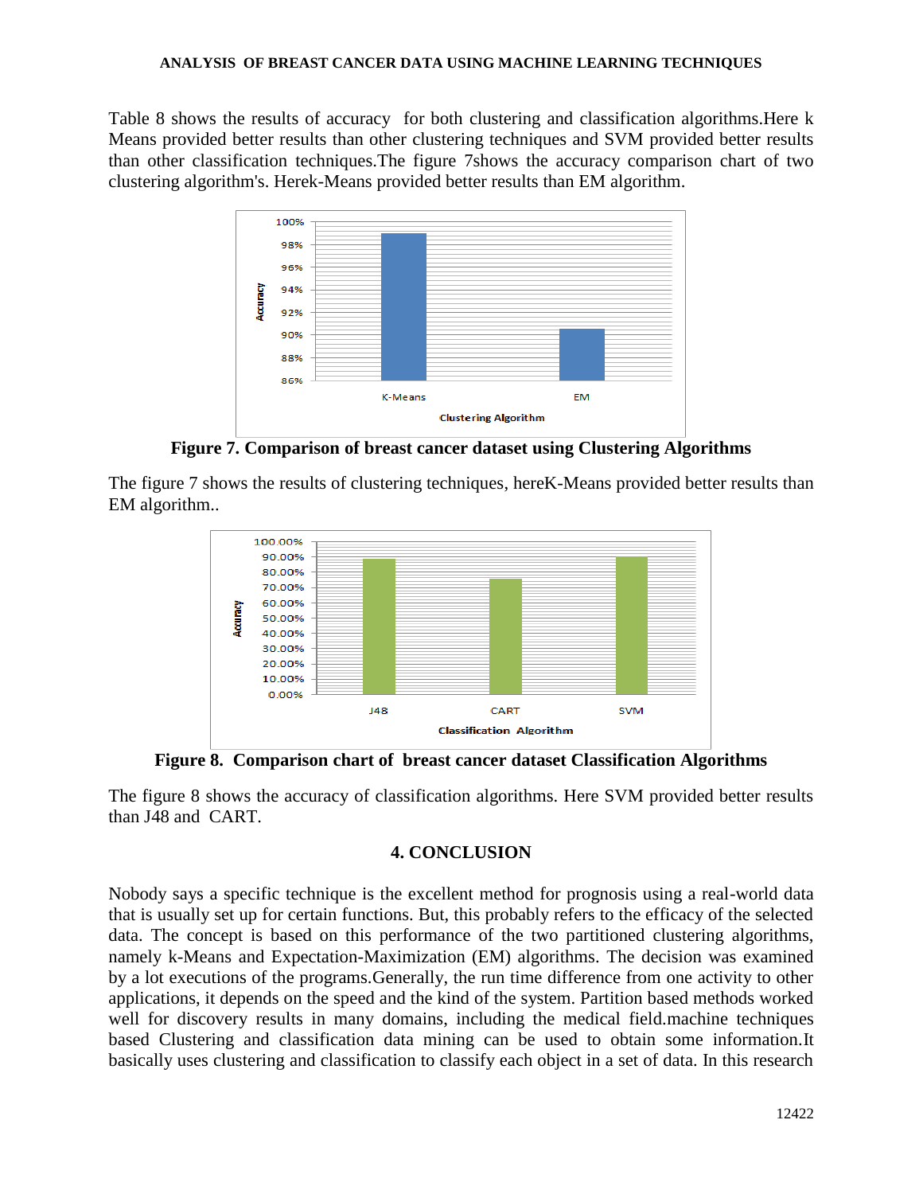Table 8 shows the results of accuracy for both clustering and classification algorithms.Here k Means provided better results than other clustering techniques and SVM provided better results than other classification techniques.The figure 7shows the accuracy comparison chart of two clustering algorithm's. Herek-Means provided better results than EM algorithm.

**Figure 7. Comparison of breast cancer dataset using Clustering Algorithms**

The figure 7 shows the results of clustering techniques, hereK-Means provided better results than EM algorithm..

**Figure 8. Comparison chart of breast cancer dataset Classification Algorithms**

The figure 8 shows the accuracy of classification algorithms. Here SVM provided better results than J48 and CART.

## 4. CONCLUSION

Nobody says a specific technique is the excellent method for prognosis using a real-world data that is usually set up for certain functions. But, this probably refers to the efficacy of the selected data. The concept is based on this performance of the two partitioned clustering algorithms, namely k-Means and Expectation-Maximization (EM) algorithms. The decision was examined by a lot executions of the programs.Generally, the run time difference from one activity to other applications, it depends on the speed and the kind of the system. Partition based methods worked well for discovery results in many domains, including the medical field.machine techniques based Clustering and classification data mining can be used to obtain some information.It basically uses clustering and classification to classify each object in a set of data. In this research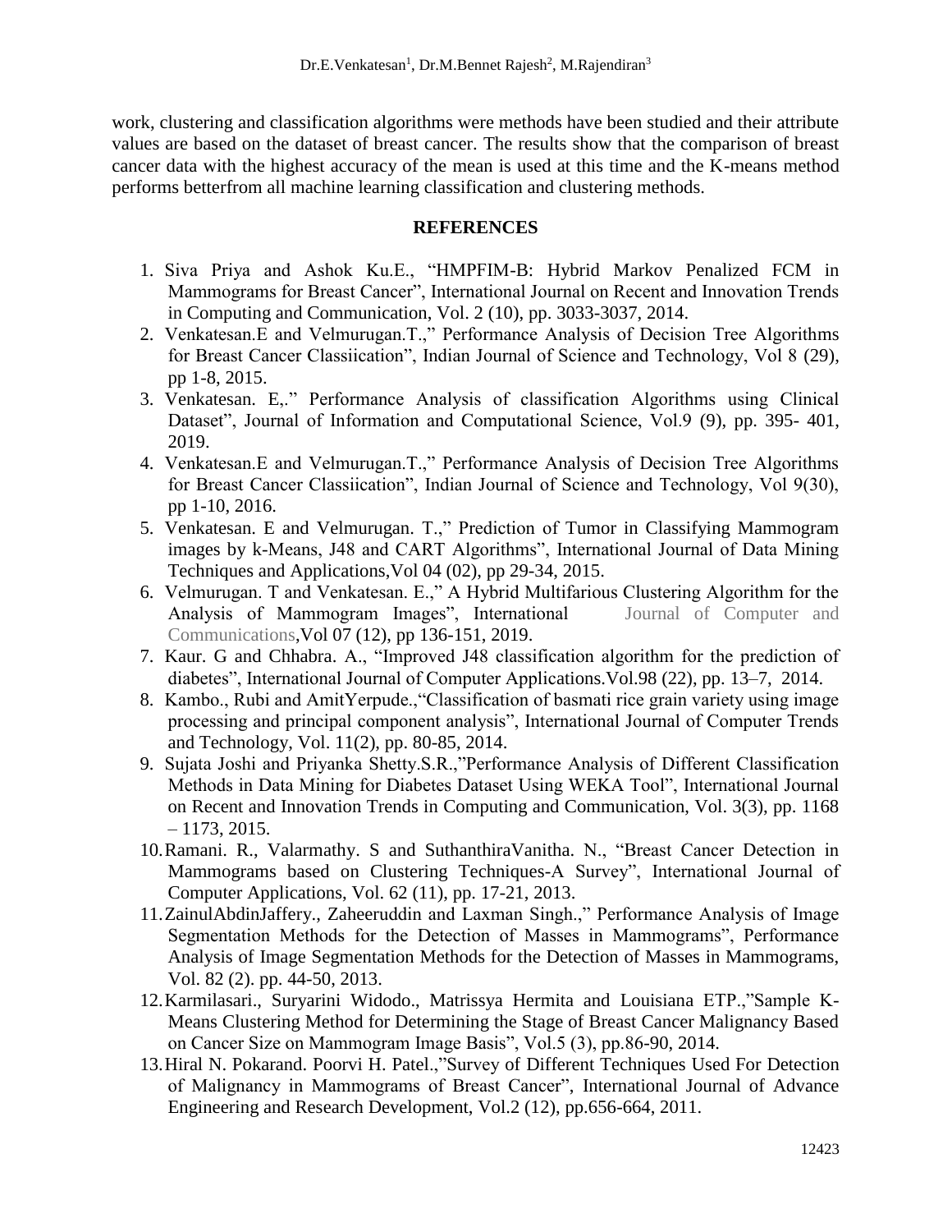work, clustering and classification algorithms were methods have been studied and their attribute values are based on the dataset of breast cancer. The results show that the comparison of breast cancer data with the highest accuracy of the mean is used at this time and the K-means method performs betterfrom all machine learning classification and clustering methods.

## REFERENCES

1. Siva Priya and Ashok Ku.E., "HMPFIM-B: Hybrid Markov Penalized FCM in Mammograms for Breast Cancer", International Journal on Recent and Innovation Trends in Computing and Communication, Vol. 2 (10), pp. 3033-3037, 2014.
2. Venkatesan.E and Velmurugan.T.," Performance Analysis of Decision Tree Algorithms for Breast Cancer Classiication", Indian Journal of Science and Technology, Vol 8 (29), pp 1-8, 2015.
3. Venkatesan. E,." Performance Analysis of classification Algorithms using Clinical Dataset", Journal of Information and Computational Science, Vol.9 (9), pp. 395- 401, 2019.
4. Venkatesan.E and Velmurugan.T.," Performance Analysis of Decision Tree Algorithms for Breast Cancer Classiication", Indian Journal of Science and Technology, Vol 9(30), pp 1-10, 2016.
5. Venkatesan. E and Velmurugan. T.," Prediction of Tumor in Classifying Mammogram images by k-Means, J48 and CART Algorithms", International Journal of Data Mining Techniques and Applications,Vol 04 (02), pp 29-34, 2015.
6. Velmurugan. T and Venkatesan. E.," A Hybrid Multifarious Clustering Algorithm for the Analysis of Mammogram Images", International Journal of Computer and Communications,Vol 07 (12), pp 136-151, 2019.
7. Kaur. G and Chhabra. A., "Improved J48 classification algorithm for the prediction of diabetes", International Journal of Computer Applications.Vol.98 (22), pp. 13–7, 2014.
8. Kambo., Rubi and AmitYerpude.,"Classification of basmati rice grain variety using image processing and principal component analysis", International Journal of Computer Trends and Technology, Vol. 11(2), pp. 80-85, 2014.
9. Sujata Joshi and Priyanka Shetty.S.R.,"Performance Analysis of Different Classification Methods in Data Mining for Diabetes Dataset Using WEKA Tool", International Journal on Recent and Innovation Trends in Computing and Communication, Vol. 3(3), pp. 1168 – 1173, 2015.
10. Ramani. R., Valarmathy. S and SuthanthiraVanitha. N., "Breast Cancer Detection in Mammograms based on Clustering Techniques-A Survey", International Journal of Computer Applications, Vol. 62 (11), pp. 17-21, 2013.
11. ZainulAbdinJaffery., Zaheeruddin and Laxman Singh.," Performance Analysis of Image Segmentation Methods for the Detection of Masses in Mammograms", Performance Analysis of Image Segmentation Methods for the Detection of Masses in Mammograms, Vol. 82 (2). pp. 44-50, 2013.
12. Karmilasari., Suryarini Widodo., Matrissya Hermita and Louisiana ETP.,"Sample K-Means Clustering Method for Determining the Stage of Breast Cancer Malignancy Based on Cancer Size on Mammogram Image Basis", Vol.5 (3), pp.86-90, 2014.
13. Hiral N. Pokarand. Poorvi H. Patel.,"Survey of Different Techniques Used For Detection of Malignancy in Mammograms of Breast Cancer", International Journal of Advance Engineering and Research Development, Vol.2 (12), pp.656-664, 2011.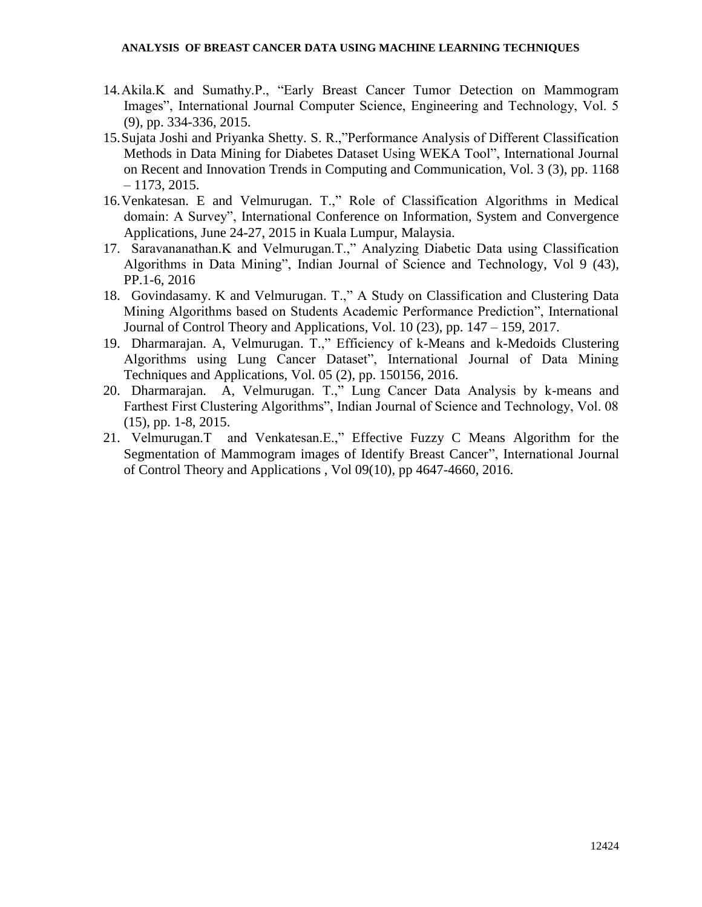14. Akila.K and Sumathy.P., "Early Breast Cancer Tumor Detection on Mammogram Images", International Journal Computer Science, Engineering and Technology, Vol. 5 (9), pp. 334-336, 2015.
15. Sujata Joshi and Priyanka Shetty. S. R.,"Performance Analysis of Different Classification Methods in Data Mining for Diabetes Dataset Using WEKA Tool", International Journal on Recent and Innovation Trends in Computing and Communication, Vol. 3 (3), pp. 1168 – 1173, 2015.
16. Venkatesan. E and Velmurugan. T.," Role of Classification Algorithms in Medical domain: A Survey", International Conference on Information, System and Convergence Applications, June 24-27, 2015 in Kuala Lumpur, Malaysia.
17. Saravananathan.K and Velmurugan.T.," Analyzing Diabetic Data using Classification Algorithms in Data Mining", Indian Journal of Science and Technology, Vol 9 (43), PP.1-6, 2016
18. Govindasamy. K and Velmurugan. T.," A Study on Classification and Clustering Data Mining Algorithms based on Students Academic Performance Prediction", International Journal of Control Theory and Applications, Vol. 10 (23), pp. 147 – 159, 2017.
19. Dharmarajan. A, Velmurugan. T.," Efficiency of k-Means and k-Medoids Clustering Algorithms using Lung Cancer Dataset", International Journal of Data Mining Techniques and Applications, Vol. 05 (2), pp. 150156, 2016.
20. Dharmarajan. A, Velmurugan. T.," Lung Cancer Data Analysis by k-means and Farthest First Clustering Algorithms", Indian Journal of Science and Technology, Vol. 08 (15), pp. 1-8, 2015.
21. Velmurugan.T and Venkatesan.E.," Effective Fuzzy C Means Algorithm for the Segmentation of Mammogram images of Identify Breast Cancer", International Journal of Control Theory and Applications , Vol 09(10), pp 4647-4660, 2016.